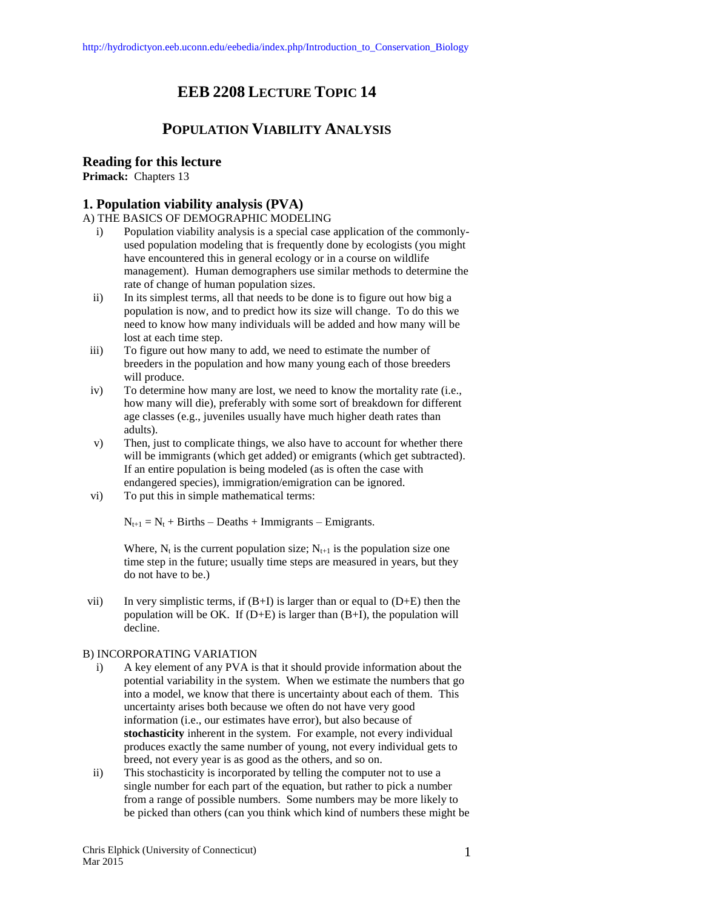http://hydrodictyon.eeb.uconn.edu/eebedia/index.php/Introduction_to_Conservation_Biology

# EEB 2208 LECTURE TOPIC 14

# POPULATION VIABILITY ANALYSIS

## Reading for this lecture

**Primack:** Chapters 13

## 1. Population viability analysis (PVA)

A) THE BASICS OF DEMOGRAPHIC MODELING

i) Population viability analysis is a special case application of the commonly-used population modeling that is frequently done by ecologists (you might have encountered this in general ecology or in a course on wildlife management). Human demographers use similar methods to determine the rate of change of human population sizes.

ii) In its simplest terms, all that needs to be done is to figure out how big a population is now, and to predict how its size will change. To do this we need to know how many individuals will be added and how many will be lost at each time step.

iii) To figure out how many to add, we need to estimate the number of breeders in the population and how many young each of those breeders will produce.

iv) To determine how many are lost, we need to know the mortality rate (i.e., how many will die), preferably with some sort of breakdown for different age classes (e.g., juveniles usually have much higher death rates than adults).

v) Then, just to complicate things, we also have to account for whether there will be immigrants (which get added) or emigrants (which get subtracted). If an entire population is being modeled (as is often the case with endangered species), immigration/emigration can be ignored.

vi) To put this in simple mathematical terms:

$N_{t+1} = N_t$ + Births – Deaths + Immigrants – Emigrants.

Where, $N_t$ is the current population size; $N_{t+1}$ is the population size one time step in the future; usually time steps are measured in years, but they do not have to be.)

vii) In very simplistic terms, if (B+I) is larger than or equal to (D+E) then the population will be OK. If (D+E) is larger than (B+I), the population will decline.

B) INCORPORATING VARIATION

i) A key element of any PVA is that it should provide information about the potential variability in the system. When we estimate the numbers that go into a model, we know that there is uncertainty about each of them. This uncertainty arises both because we often do not have very good information (i.e., our estimates have error), but also because of **stochasticity** inherent in the system. For example, not every individual produces exactly the same number of young, not every individual gets to breed, not every year is as good as the others, and so on.

ii) This stochasticity is incorporated by telling the computer not to use a single number for each part of the equation, but rather to pick a number from a range of possible numbers. Some numbers may be more likely to be picked than others (can you think which kind of numbers these might be

Chris Elphick (University of Connecticut)
Mar 2015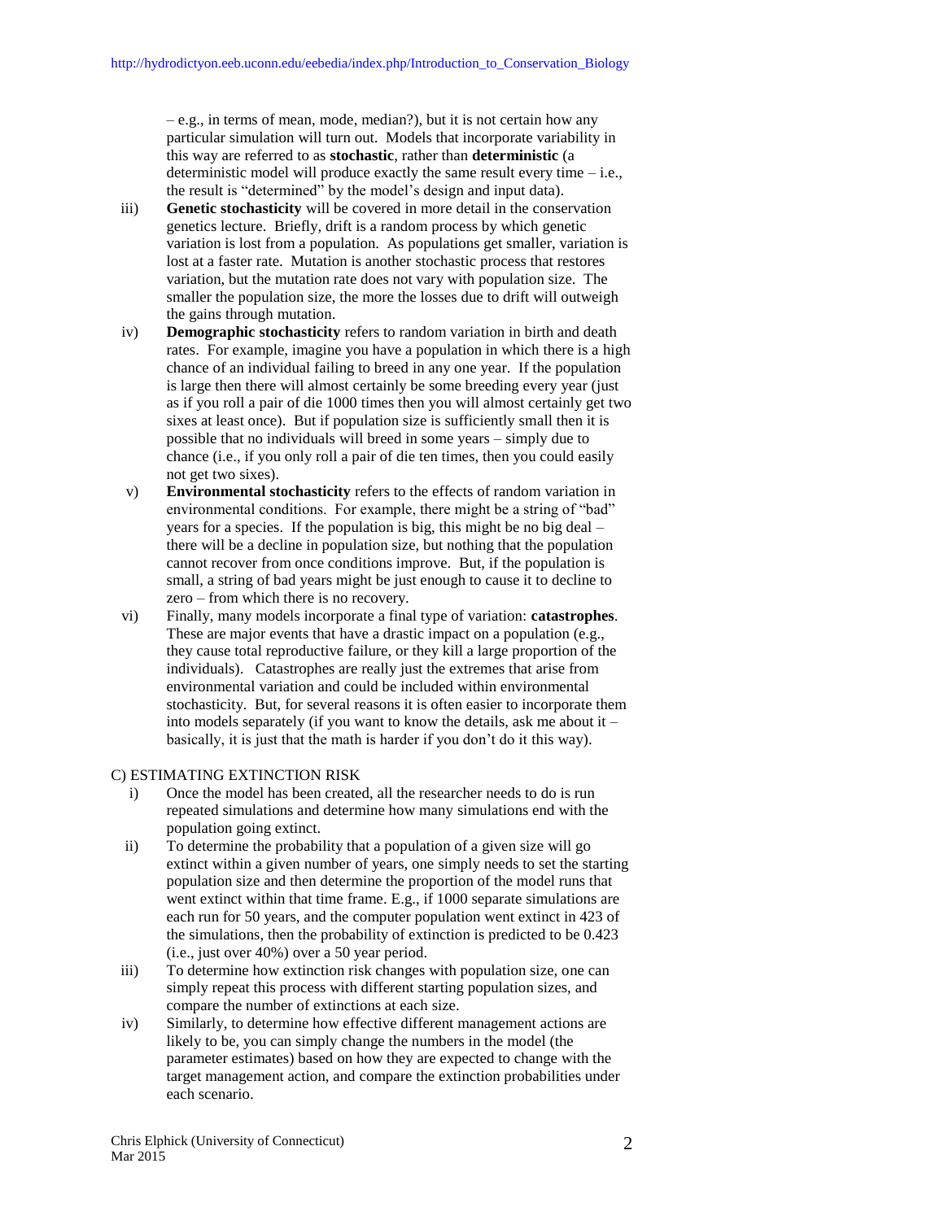– e.g., in terms of mean, mode, median?), but it is not certain how any particular simulation will turn out. Models that incorporate variability in this way are referred to as **stochastic**, rather than **deterministic** (a deterministic model will produce exactly the same result every time – i.e., the result is "determined" by the model's design and input data).

iii) **Genetic stochasticity** will be covered in more detail in the conservation genetics lecture. Briefly, drift is a random process by which genetic variation is lost from a population. As populations get smaller, variation is lost at a faster rate. Mutation is another stochastic process that restores variation, but the mutation rate does not vary with population size. The smaller the population size, the more the losses due to drift will outweigh the gains through mutation.

iv) **Demographic stochasticity** refers to random variation in birth and death rates. For example, imagine you have a population in which there is a high chance of an individual failing to breed in any one year. If the population is large then there will almost certainly be some breeding every year (just as if you roll a pair of die 1000 times then you will almost certainly get two sixes at least once). But if population size is sufficiently small then it is possible that no individuals will breed in some years – simply due to chance (i.e., if you only roll a pair of die ten times, then you could easily not get two sixes).

v) **Environmental stochasticity** refers to the effects of random variation in environmental conditions. For example, there might be a string of "bad" years for a species. If the population is big, this might be no big deal – there will be a decline in population size, but nothing that the population cannot recover from once conditions improve. But, if the population is small, a string of bad years might be just enough to cause it to decline to zero – from which there is no recovery.

vi) Finally, many models incorporate a final type of variation: **catastrophes**. These are major events that have a drastic impact on a population (e.g., they cause total reproductive failure, or they kill a large proportion of the individuals). Catastrophes are really just the extremes that arise from environmental variation and could be included within environmental stochasticity. But, for several reasons it is often easier to incorporate them into models separately (if you want to know the details, ask me about it – basically, it is just that the math is harder if you don't do it this way).

C) ESTIMATING EXTINCTION RISK

i) Once the model has been created, all the researcher needs to do is run repeated simulations and determine how many simulations end with the population going extinct.

ii) To determine the probability that a population of a given size will go extinct within a given number of years, one simply needs to set the starting population size and then determine the proportion of the model runs that went extinct within that time frame. E.g., if 1000 separate simulations are each run for 50 years, and the computer population went extinct in 423 of the simulations, then the probability of extinction is predicted to be 0.423 (i.e., just over 40%) over a 50 year period.

iii) To determine how extinction risk changes with population size, one can simply repeat this process with different starting population sizes, and compare the number of extinctions at each size.

iv) Similarly, to determine how effective different management actions are likely to be, you can simply change the numbers in the model (the parameter estimates) based on how they are expected to change with the target management action, and compare the extinction probabilities under each scenario.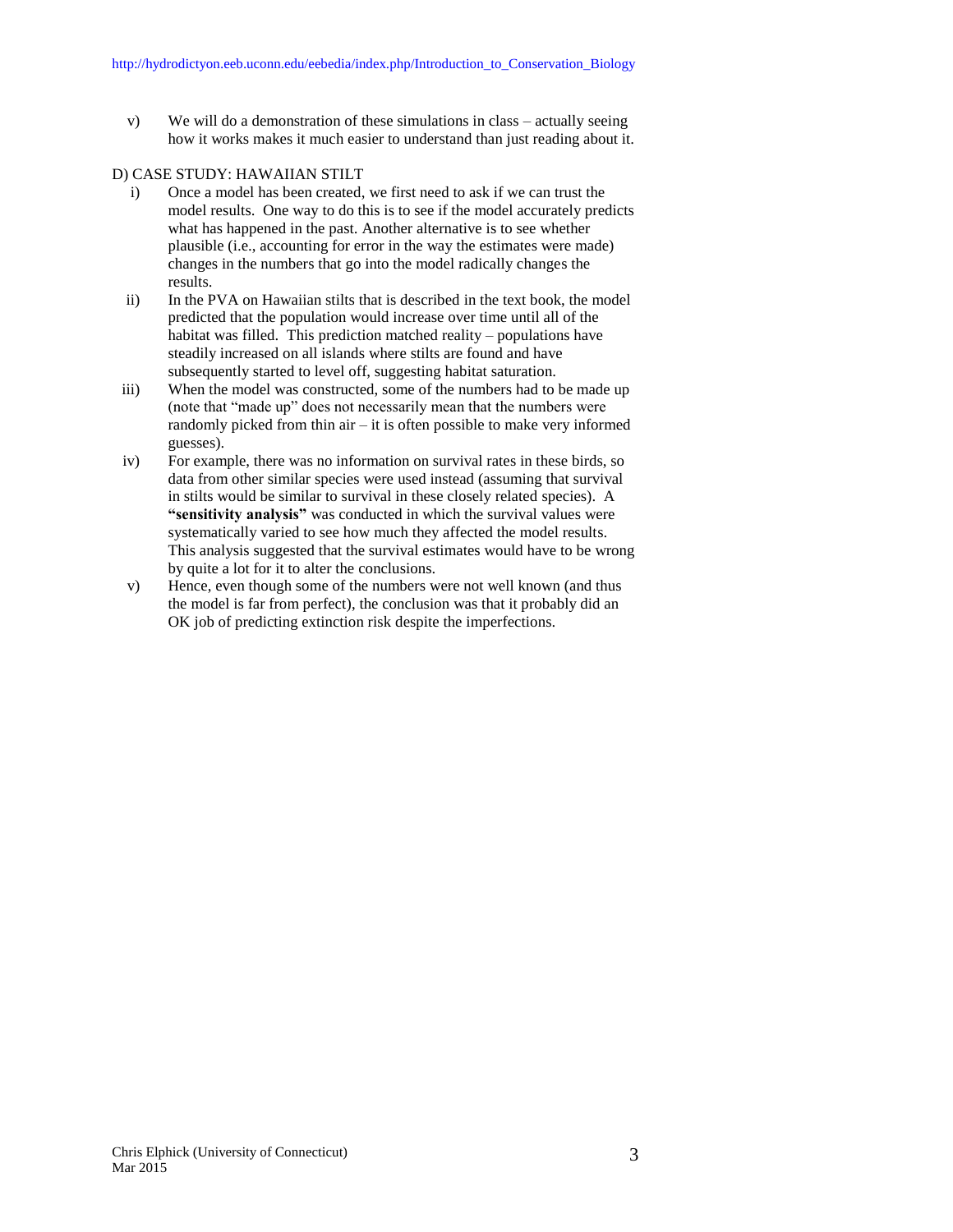v) We will do a demonstration of these simulations in class – actually seeing how it works makes it much easier to understand than just reading about it.

D) CASE STUDY: HAWAIIAN STILT

i) Once a model has been created, we first need to ask if we can trust the model results. One way to do this is to see if the model accurately predicts what has happened in the past. Another alternative is to see whether plausible (i.e., accounting for error in the way the estimates were made) changes in the numbers that go into the model radically changes the results.

ii) In the PVA on Hawaiian stilts that is described in the text book, the model predicted that the population would increase over time until all of the habitat was filled. This prediction matched reality – populations have steadily increased on all islands where stilts are found and have subsequently started to level off, suggesting habitat saturation.

iii) When the model was constructed, some of the numbers had to be made up (note that "made up" does not necessarily mean that the numbers were randomly picked from thin air – it is often possible to make very informed guesses).

iv) For example, there was no information on survival rates in these birds, so data from other similar species were used instead (assuming that survival in stilts would be similar to survival in these closely related species). A **"sensitivity analysis"** was conducted in which the survival values were systematically varied to see how much they affected the model results. This analysis suggested that the survival estimates would have to be wrong by quite a lot for it to alter the conclusions.

v) Hence, even though some of the numbers were not well known (and thus the model is far from perfect), the conclusion was that it probably did an OK job of predicting extinction risk despite the imperfections.